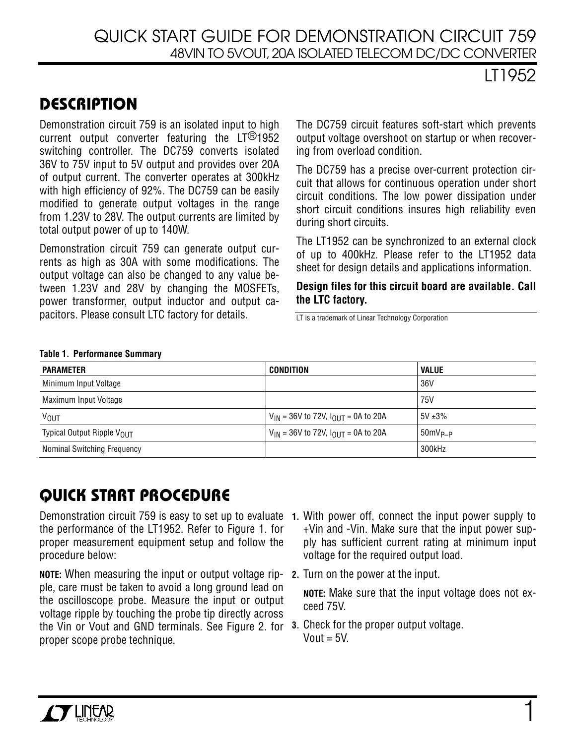# QUICK START GUIDE FOR DEMONSTRATION CIRCUIT 759
## 48VIN TO 5VOUT, 20A ISOLATED TELECOM DC/DC CONVERTER

## LT1952

## DESCRIPTION

Demonstration circuit 759 is an isolated input to high current output converter featuring the LT®1952 switching controller. The DC759 converts isolated 36V to 75V input to 5V output and provides over 20A of output current. The converter operates at 300kHz with high efficiency of 92%. The DC759 can be easily modified to generate output voltages in the range from 1.23V to 28V. The output currents are limited by total output power of up to 140W.

Demonstration circuit 759 can generate output currents as high as 30A with some modifications. The output voltage can also be changed to any value between 1.23V and 28V by changing the MOSFETs, power transformer, output inductor and output capacitors. Please consult LTC factory for details.

The DC759 circuit features soft-start which prevents output voltage overshoot on startup or when recovering from overload condition.

The DC759 has a precise over-current protection circuit that allows for continuous operation under short circuit conditions. The low power dissipation under short circuit conditions insures high reliability even during short circuits.

The LT1952 can be synchronized to an external clock of up to 400kHz. Please refer to the LT1952 data sheet for design details and applications information.

**Design files for this circuit board are available. Call the LTC factory.**

LT is a trademark of Linear Technology Corporation

**Table 1. Performance Summary**

| PARAMETER | CONDITION | VALUE |
|---|---|---|
| Minimum Input Voltage | | 36V |
| Maximum Input Voltage | | 75V |
| $V_{OUT}$ | $V_{IN}$ = 36V to 72V, $I_{OUT}$ = 0A to 20A | 5V ±3% |
| Typical Output Ripple $V_{OUT}$ | $V_{IN}$ = 36V to 72V, $I_{OUT}$ = 0A to 20A | $50mV_{P-P}$ |
| Nominal Switching Frequency | | 300kHz |

## QUICK START PROCEDURE

Demonstration circuit 759 is easy to set up to evaluate the performance of the LT1952. Refer to Figure 1. for proper measurement equipment setup and follow the procedure below:

**NOTE:** When measuring the input or output voltage ripple, care must be taken to avoid a long ground lead on the oscilloscope probe. Measure the input or output voltage ripple by touching the probe tip directly across the Vin or Vout and GND terminals. See Figure 2. for proper scope probe technique.

1. With power off, connect the input power supply to +Vin and -Vin. Make sure that the input power supply has sufficient current rating at minimum input voltage for the required output load.
2. Turn on the power at the input.

   **NOTE:** Make sure that the input voltage does not exceed 75V.
3. Check for the proper output voltage.
   Vout = 5V.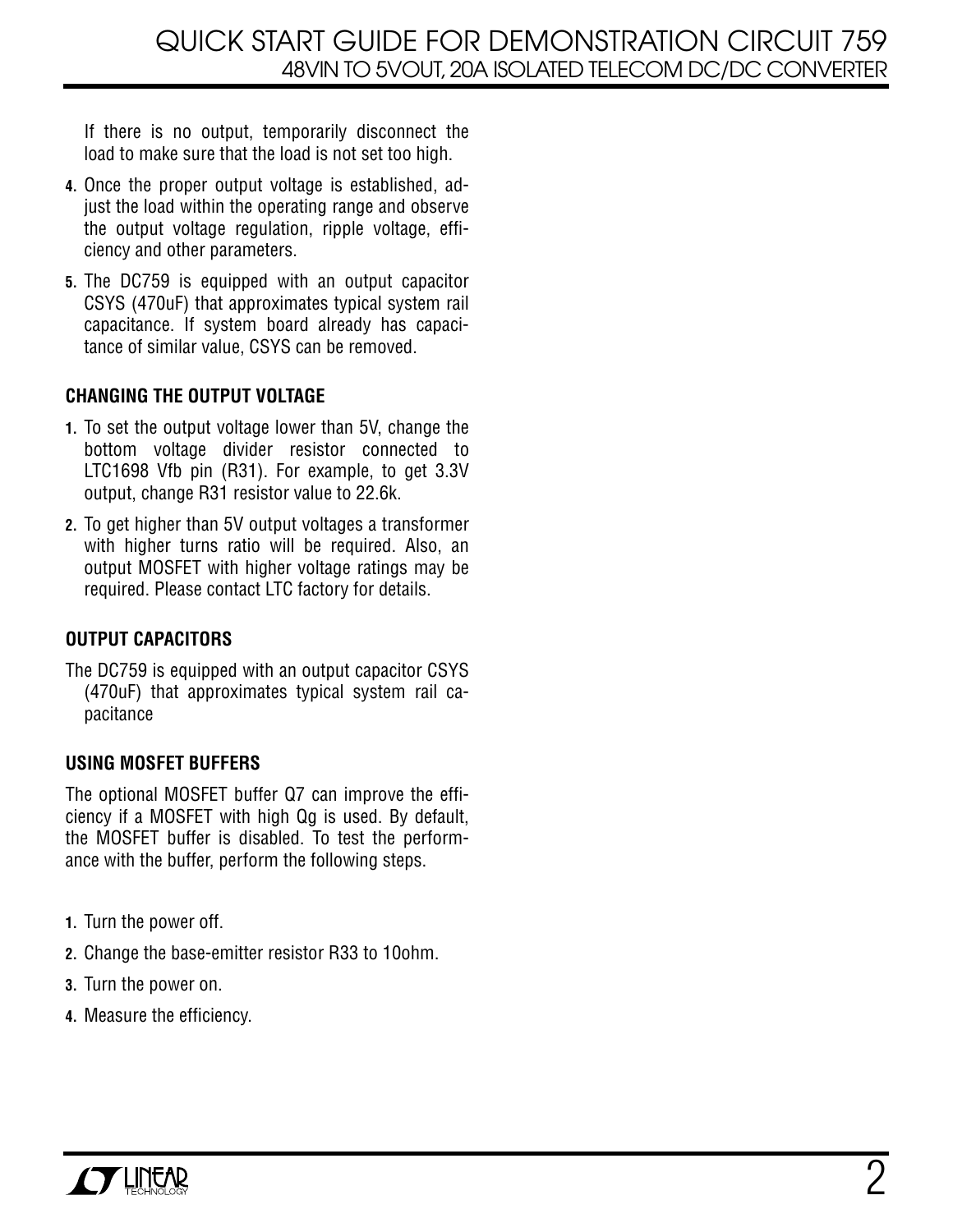If there is no output, temporarily disconnect the load to make sure that the load is not set too high.

4. Once the proper output voltage is established, adjust the load within the operating range and observe the output voltage regulation, ripple voltage, efficiency and other parameters.
5. The DC759 is equipped with an output capacitor CSYS (470uF) that approximates typical system rail capacitance. If system board already has capacitance of similar value, CSYS can be removed.

### CHANGING THE OUTPUT VOLTAGE

1. To set the output voltage lower than 5V, change the bottom voltage divider resistor connected to LTC1698 Vfb pin (R31). For example, to get 3.3V output, change R31 resistor value to 22.6k.
2. To get higher than 5V output voltages a transformer with higher turns ratio will be required. Also, an output MOSFET with higher voltage ratings may be required. Please contact LTC factory for details.

### OUTPUT CAPACITORS

The DC759 is equipped with an output capacitor CSYS (470uF) that approximates typical system rail capacitance

### USING MOSFET BUFFERS

The optional MOSFET buffer Q7 can improve the efficiency if a MOSFET with high Qg is used. By default, the MOSFET buffer is disabled. To test the performance with the buffer, perform the following steps.

1. Turn the power off.
2. Change the base-emitter resistor R33 to 10ohm.
3. Turn the power on.
4. Measure the efficiency.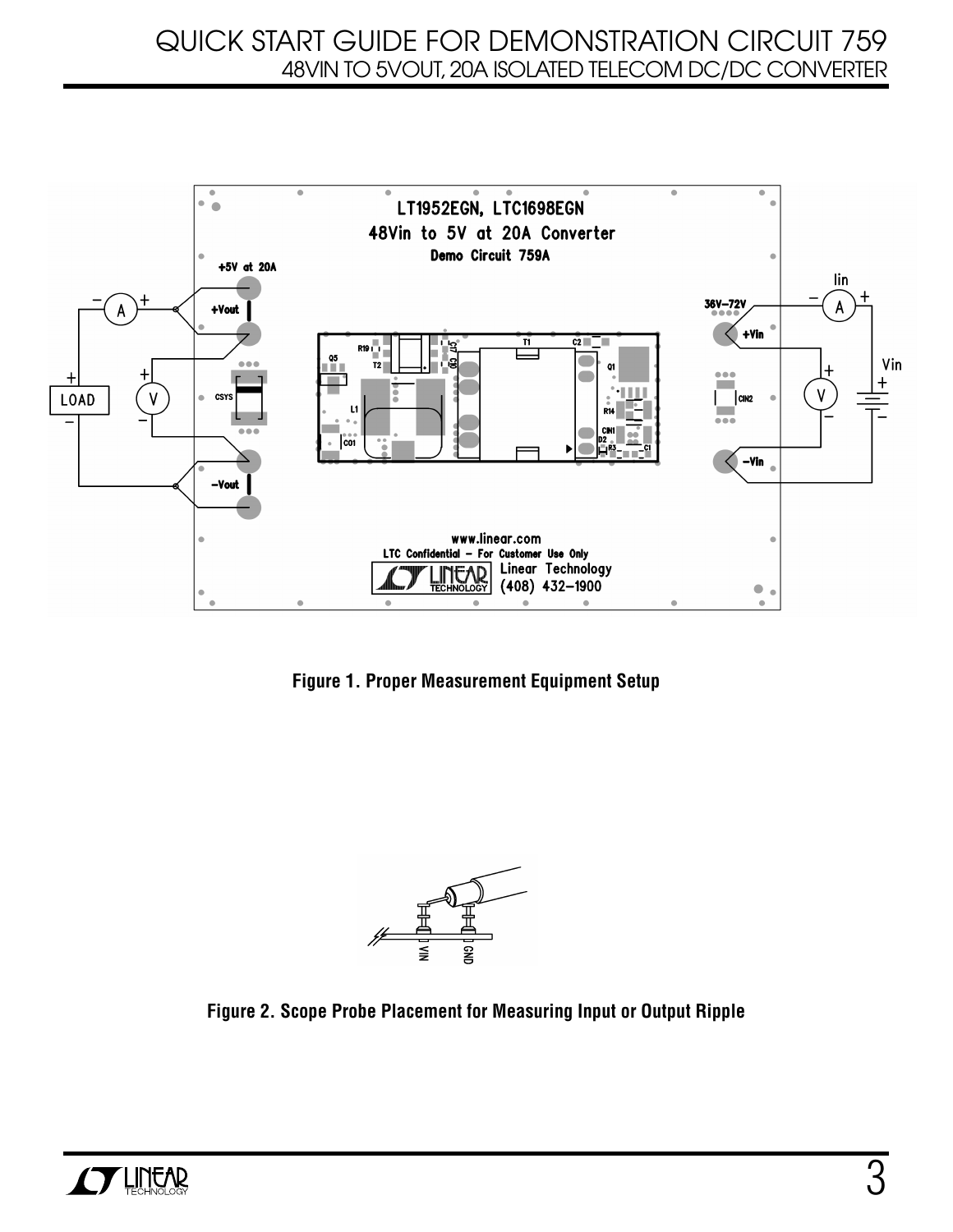Figure 1. Proper Measurement Equipment Setup

Figure 2. Scope Probe Placement for Measuring Input or Output Ripple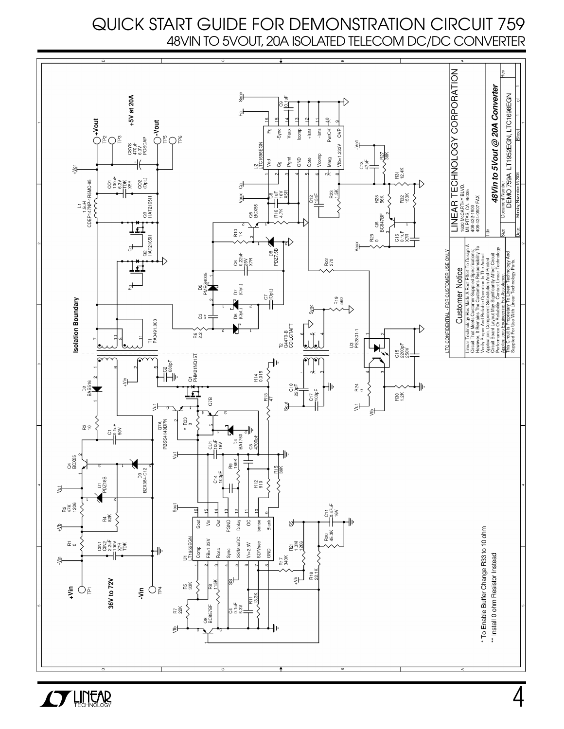# QUICK START GUIDE FOR DEMONSTRATION CIRCUIT 759

## 48VIN TO 5VOUT, 20A ISOLATED TELECOM DC/DC CONVERTER

LTC CONFIDENTIAL - FOR CUSTOMER USE ONLY

**Customer Notice**

Linear Technology Has Made A Best Effort To Design A Circuit That Meets Customer-Supplied Specifications; However, It Remains The Customer's Responsibility To Verify Proper And Reliable Operation In The Actual Application. Component Substitution And Printed Circuit Board Layout May Significantly Affect Circuit Performance Or Reliability. Contact Linear Technology Applications Engineering For Assistance.

This Circuit Is Proprietary To Linear Technology And Supplied For Use With Linear Technology Parts.

LINEAR TECHNOLOGY CORPORATION
1630 McCARTHY BLVD.
MILPITAS, CA. 95035
408-432-1900
408-434-0507 FAX

Title: **48Vin to 5Vout @ 20A Converter**

Size | Document Number: DEMO 759A LT1952EGN, LTC1698EGN | Rev

Date: Monday, November 15, 2004 | Sheet 1 of 1

\* To Enable Buffer Change R33 to 10 ohm

\*\* Install 0 ohm Resistor Instead